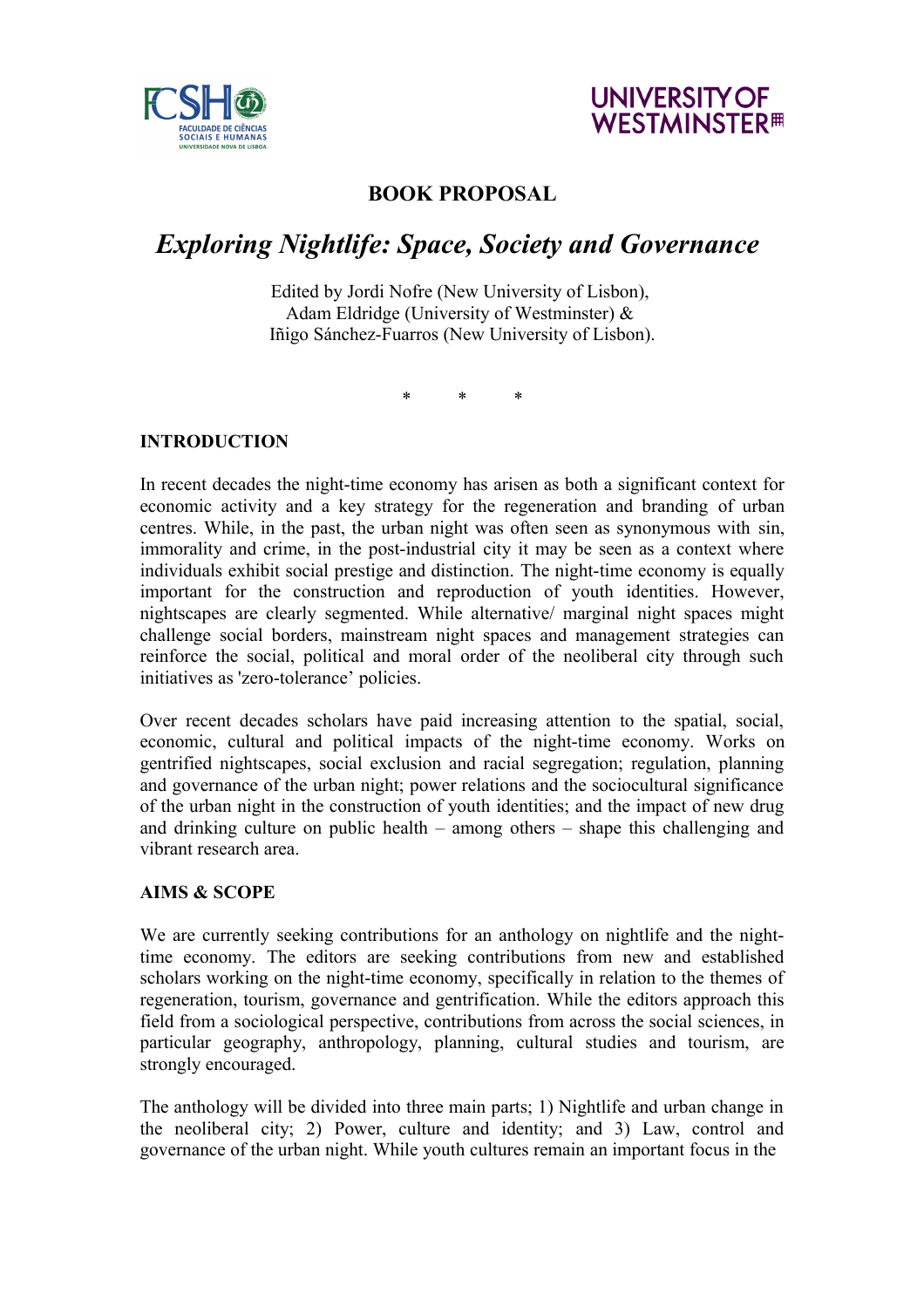# BOOK PROPOSAL

## *Exploring Nightlife: Space, Society and Governance*

Edited by Jordi Nofre (New University of Lisbon),
Adam Eldridge (University of Westminster) &
Iñigo Sánchez-Fuarros (New University of Lisbon).

\* \* \*

### INTRODUCTION

In recent decades the night-time economy has arisen as both a significant context for economic activity and a key strategy for the regeneration and branding of urban centres. While, in the past, the urban night was often seen as synonymous with sin, immorality and crime, in the post-industrial city it may be seen as a context where individuals exhibit social prestige and distinction. The night-time economy is equally important for the construction and reproduction of youth identities. However, nightscapes are clearly segmented. While alternative/ marginal night spaces might challenge social borders, mainstream night spaces and management strategies can reinforce the social, political and moral order of the neoliberal city through such initiatives as 'zero-tolerance' policies.

Over recent decades scholars have paid increasing attention to the spatial, social, economic, cultural and political impacts of the night-time economy. Works on gentrified nightscapes, social exclusion and racial segregation; regulation, planning and governance of the urban night; power relations and the sociocultural significance of the urban night in the construction of youth identities; and the impact of new drug and drinking culture on public health – among others – shape this challenging and vibrant research area.

### AIMS & SCOPE

We are currently seeking contributions for an anthology on nightlife and the night-time economy. The editors are seeking contributions from new and established scholars working on the night-time economy, specifically in relation to the themes of regeneration, tourism, governance and gentrification. While the editors approach this field from a sociological perspective, contributions from across the social sciences, in particular geography, anthropology, planning, cultural studies and tourism, are strongly encouraged.

The anthology will be divided into three main parts; 1) Nightlife and urban change in the neoliberal city; 2) Power, culture and identity; and 3) Law, control and governance of the urban night. While youth cultures remain an important focus in the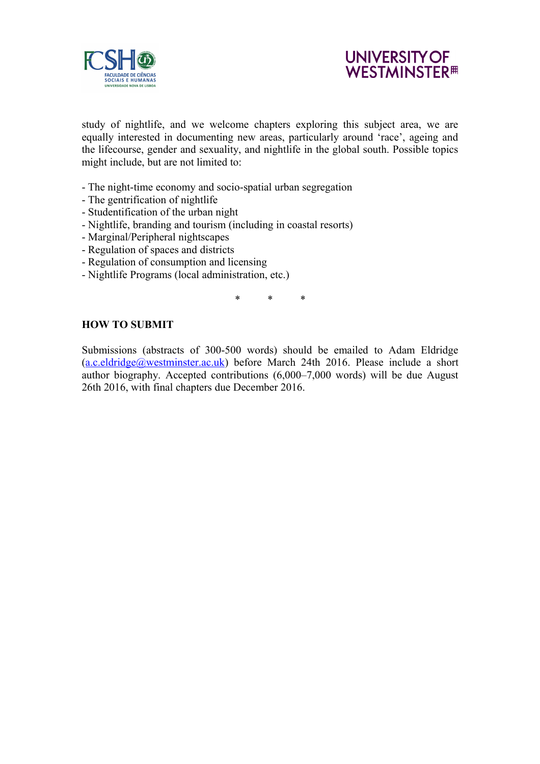study of nightlife, and we welcome chapters exploring this subject area, we are equally interested in documenting new areas, particularly around 'race', ageing and the lifecourse, gender and sexuality, and nightlife in the global south. Possible topics might include, but are not limited to:

- The night-time economy and socio-spatial urban segregation
- The gentrification of nightlife
- Studentification of the urban night
- Nightlife, branding and tourism (including in coastal resorts)
- Marginal/Peripheral nightscapes
- Regulation of spaces and districts
- Regulation of consumption and licensing
- Nightlife Programs (local administration, etc.)

\* \* \*

**HOW TO SUBMIT**

Submissions (abstracts of 300-500 words) should be emailed to Adam Eldridge (a.c.eldridge@westminster.ac.uk) before March 24th 2016. Please include a short author biography. Accepted contributions (6,000–7,000 words) will be due August 26th 2016, with final chapters due December 2016.